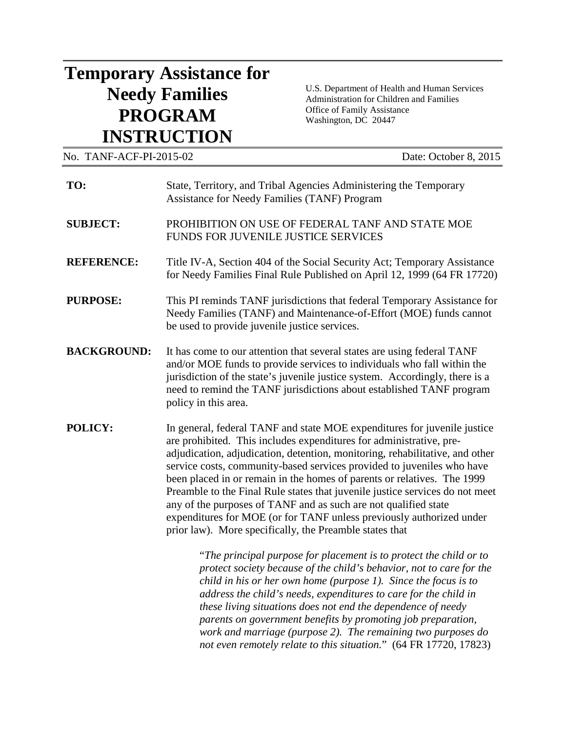# Temporary Assistance for Needy Families PROGRAM INSTRUCTION

U.S. Department of Health and Human Services
Administration for Children and Families
Office of Family Assistance
Washington, DC 20447

No. TANF-ACF-PI-2015-02 Date: October 8, 2015

**TO:** State, Territory, and Tribal Agencies Administering the Temporary Assistance for Needy Families (TANF) Program

**SUBJECT:** PROHIBITION ON USE OF FEDERAL TANF AND STATE MOE FUNDS FOR JUVENILE JUSTICE SERVICES

**REFERENCE:** Title IV-A, Section 404 of the Social Security Act; Temporary Assistance for Needy Families Final Rule Published on April 12, 1999 (64 FR 17720)

**PURPOSE:** This PI reminds TANF jurisdictions that federal Temporary Assistance for Needy Families (TANF) and Maintenance-of-Effort (MOE) funds cannot be used to provide juvenile justice services.

**BACKGROUND:** It has come to our attention that several states are using federal TANF and/or MOE funds to provide services to individuals who fall within the jurisdiction of the state's juvenile justice system. Accordingly, there is a need to remind the TANF jurisdictions about established TANF program policy in this area.

**POLICY:** In general, federal TANF and state MOE expenditures for juvenile justice are prohibited. This includes expenditures for administrative, pre-adjudication, adjudication, detention, monitoring, rehabilitative, and other service costs, community-based services provided to juveniles who have been placed in or remain in the homes of parents or relatives. The 1999 Preamble to the Final Rule states that juvenile justice services do not meet any of the purposes of TANF and as such are not qualified state expenditures for MOE (or for TANF unless previously authorized under prior law). More specifically, the Preamble states that

> "*The principal purpose for placement is to protect the child or to protect society because of the child's behavior, not to care for the child in his or her own home (purpose 1). Since the focus is to address the child's needs, expenditures to care for the child in these living situations does not end the dependence of needy parents on government benefits by promoting job preparation, work and marriage (purpose 2). The remaining two purposes do not even remotely relate to this situation.*" (64 FR 17720, 17823)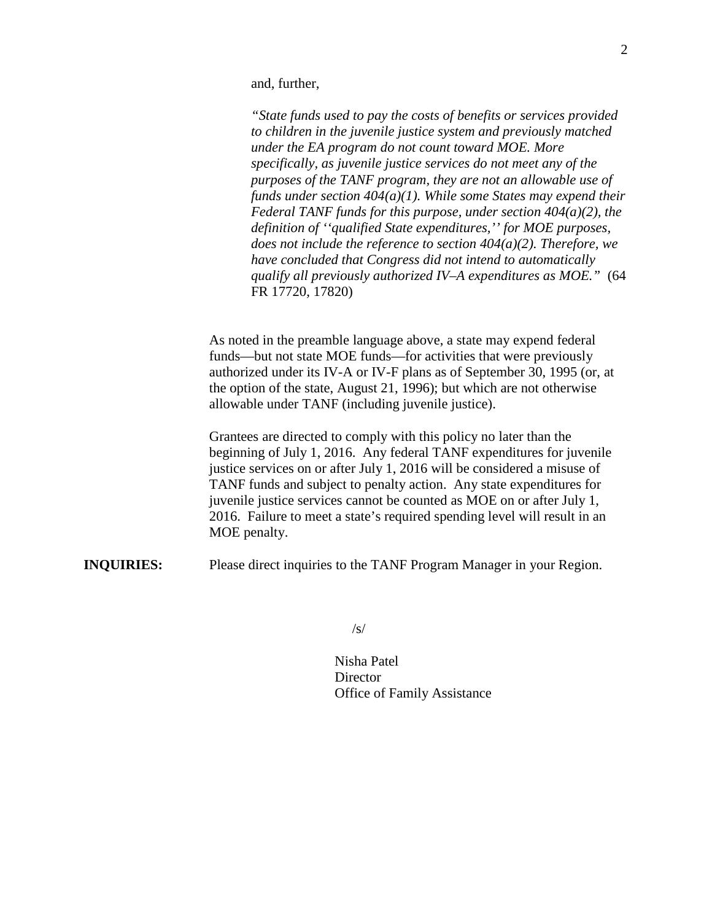and, further,

> *"State funds used to pay the costs of benefits or services provided to children in the juvenile justice system and previously matched under the EA program do not count toward MOE. More specifically, as juvenile justice services do not meet any of the purposes of the TANF program, they are not an allowable use of funds under section 404(a)(1). While some States may expend their Federal TANF funds for this purpose, under section 404(a)(2), the definition of ''qualified State expenditures,'' for MOE purposes, does not include the reference to section 404(a)(2). Therefore, we have concluded that Congress did not intend to automatically qualify all previously authorized IV–A expenditures as MOE."* (64 FR 17720, 17820)

As noted in the preamble language above, a state may expend federal funds—but not state MOE funds—for activities that were previously authorized under its IV-A or IV-F plans as of September 30, 1995 (or, at the option of the state, August 21, 1996); but which are not otherwise allowable under TANF (including juvenile justice).

Grantees are directed to comply with this policy no later than the beginning of July 1, 2016. Any federal TANF expenditures for juvenile justice services on or after July 1, 2016 will be considered a misuse of TANF funds and subject to penalty action. Any state expenditures for juvenile justice services cannot be counted as MOE on or after July 1, 2016. Failure to meet a state's required spending level will result in an MOE penalty.

**INQUIRIES:** Please direct inquiries to the TANF Program Manager in your Region.

/s/

Nisha Patel
Director
Office of Family Assistance